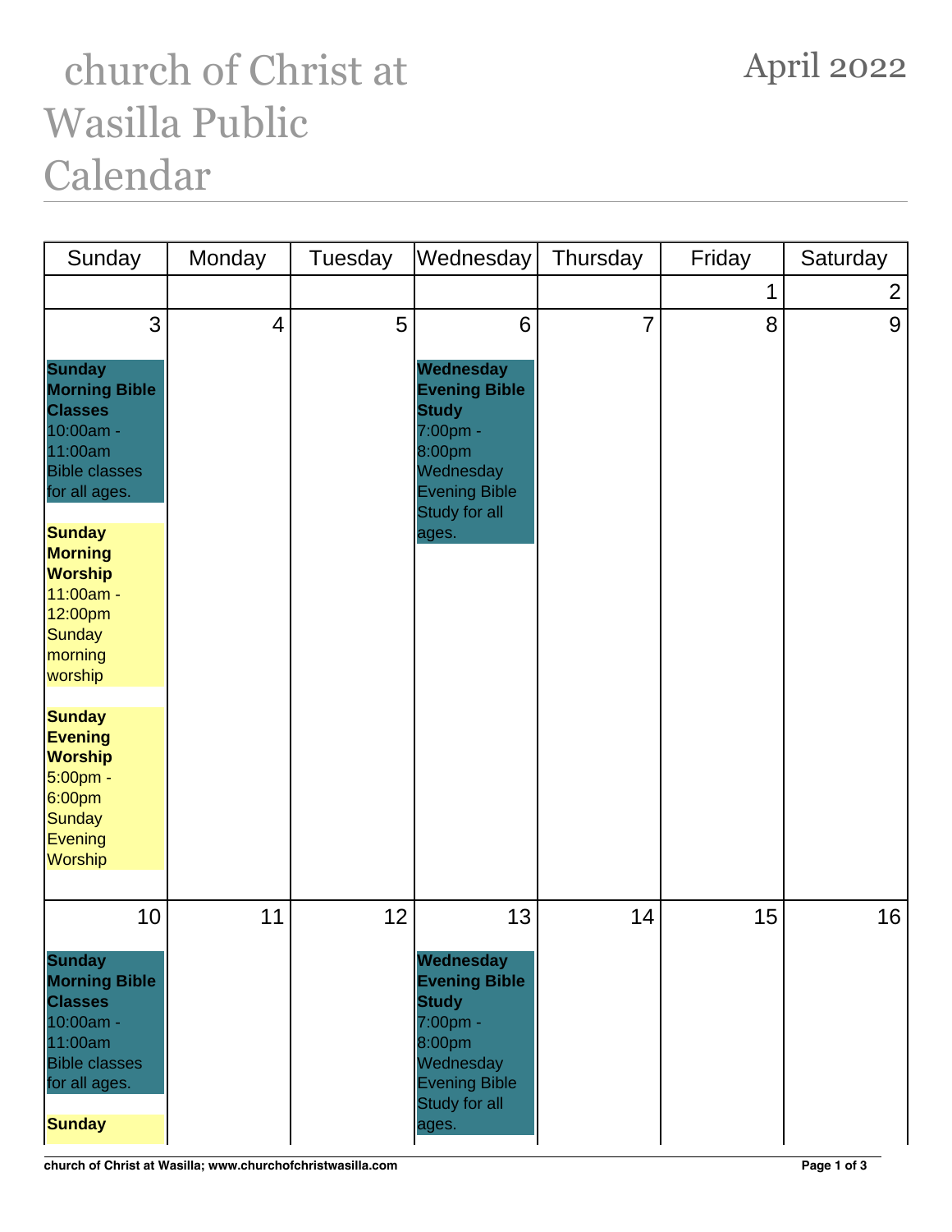# church of Christ at Wasilla Public Calendar

## April 2022

| Sunday | Monday | Tuesday | Wednesday | Thursday | Friday | Saturday |
|---|---|---|---|---|---|---|
| | | | | | 1 | 2 |
| 3<br><br>**Sunday Morning Bible Classes**<br>10:00am - 11:00am<br>Bible classes for all ages.<br><br>**Sunday Morning Worship**<br>11:00am - 12:00pm<br>Sunday morning worship<br><br>**Sunday Evening Worship**<br>5:00pm - 6:00pm<br>Sunday Evening Worship | 4 | 5 | 6<br><br>**Wednesday Evening Bible Study**<br>7:00pm - 8:00pm<br>Wednesday Evening Bible Study for all ages. | 7 | 8 | 9 |
| 10<br><br>**Sunday Morning Bible Classes**<br>10:00am - 11:00am<br>Bible classes for all ages.<br><br>**Sunday** | 11 | 12 | 13<br><br>**Wednesday Evening Bible Study**<br>7:00pm - 8:00pm<br>Wednesday Evening Bible Study for all ages. | 14 | 15 | 16 |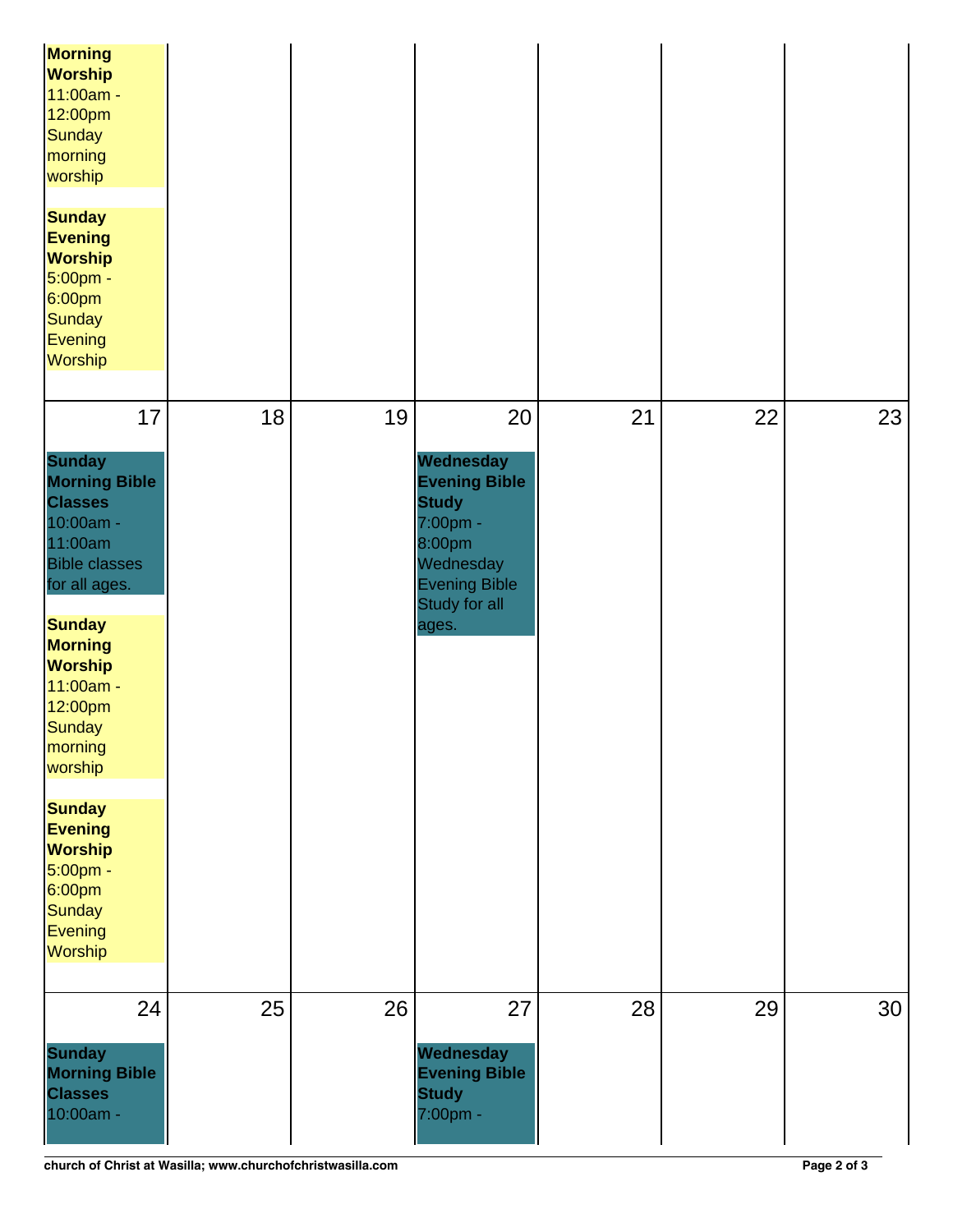| | | | | | | |
|---|---|---|---|---|---|---|
| **Morning Worship** 11:00am - 12:00pm Sunday morning worship<br><br>**Sunday Evening Worship** 5:00pm - 6:00pm Sunday Evening Worship | | | | | | |
| 17<br><br>**Sunday Morning Bible Classes** 10:00am - 11:00am Bible classes for all ages.<br><br>**Sunday Morning Worship** 11:00am - 12:00pm Sunday morning worship<br><br>**Sunday Evening Worship** 5:00pm - 6:00pm Sunday Evening Worship | 18 | 19 | 20<br><br>**Wednesday Evening Bible Study** 7:00pm - 8:00pm Wednesday Evening Bible Study for all ages. | 21 | 22 | 23 |
| 24<br><br>**Sunday Morning Bible Classes** 10:00am - | 25 | 26 | 27<br><br>**Wednesday Evening Bible Study** 7:00pm - | 28 | 29 | 30 |

church of Christ at Wasilla; www.churchofchristwasilla.com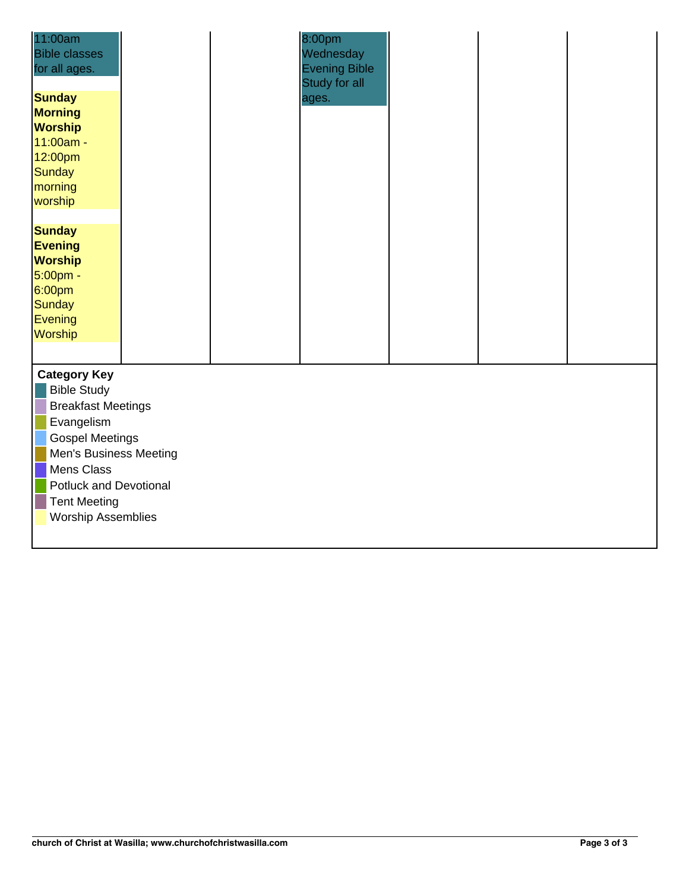| | | | | | | |
|---|---|---|---|---|---|---|
| 11:00am Bible classes for all ages.<br><br>**Sunday Morning Worship** 11:00am - 12:00pm Sunday morning worship<br><br>**Sunday Evening Worship** 5:00pm - 6:00pm Sunday Evening Worship | | | 8:00pm Wednesday Evening Bible Study for all ages. | | | |

**Category Key**

- Bible Study
- Breakfast Meetings
- Evangelism
- Gospel Meetings
- Men's Business Meeting
- Mens Class
- Potluck and Devotional
- Tent Meeting
- Worship Assemblies

church of Christ at Wasilla; www.churchofchristwasilla.com